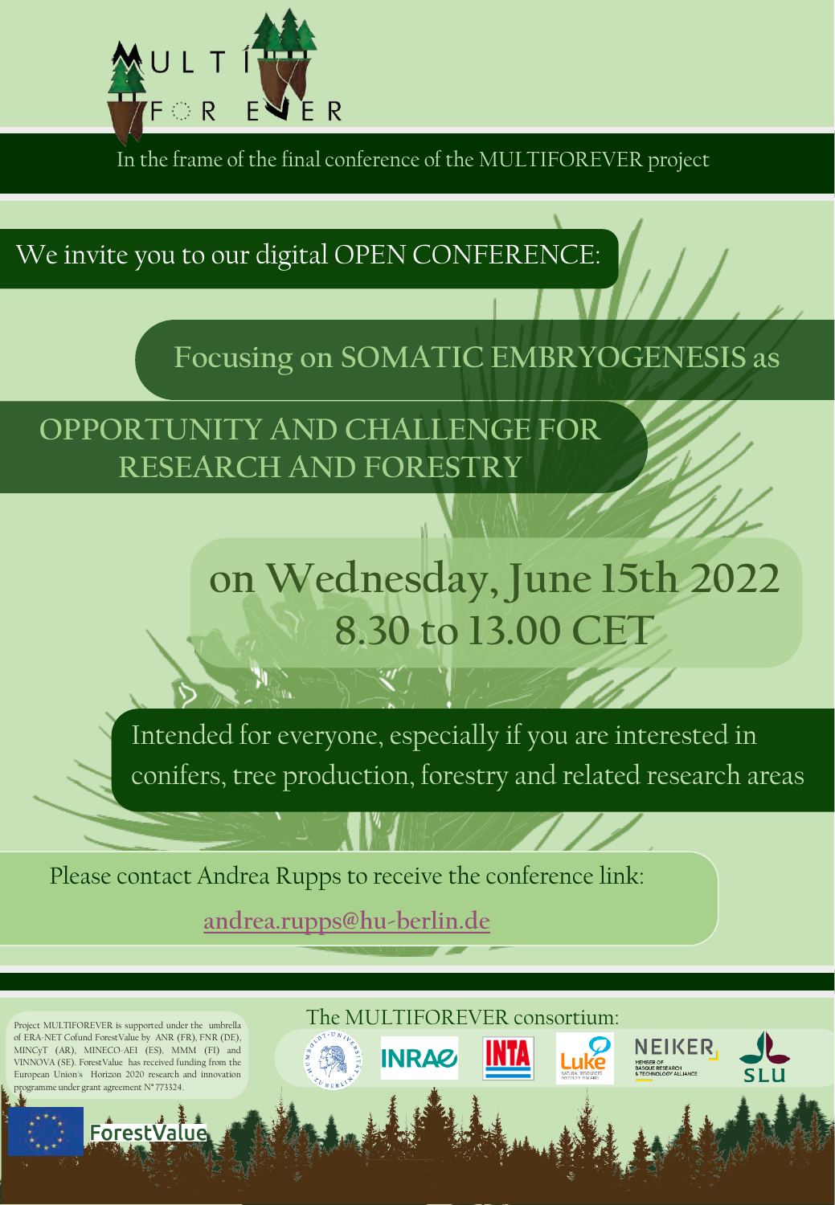# MULTI FOREVER

In the frame of the final conference of the MULTIFOREVER project

We invite you to our digital OPEN CONFERENCE:

## Focusing on SOMATIC EMBRYOGENESIS as OPPORTUNITY AND CHALLENGE FOR RESEARCH AND FORESTRY

## on Wednesday, June 15th 2022
## 8.30 to 13.00 CET

Intended for everyone, especially if you are interested in conifers, tree production, forestry and related research areas

Please contact Andrea Rupps to receive the conference link:

andrea.rupps@hu-berlin.de

Project MULTIFOREVER is supported under the umbrella of ERA-NET Cofund ForestValue by ANR (FR), FNR (DE), MINCyT (AR), MINECO-AEI (ES), MMM (FI) and VINNOVA (SE). ForestValue has received funding from the European Union's Horizon 2020 research and innovation programme under grant agreement N° 773324.

ForestValue

The MULTIFOREVER consortium:

INRAE · INTA · Luke · NEIKER · SLU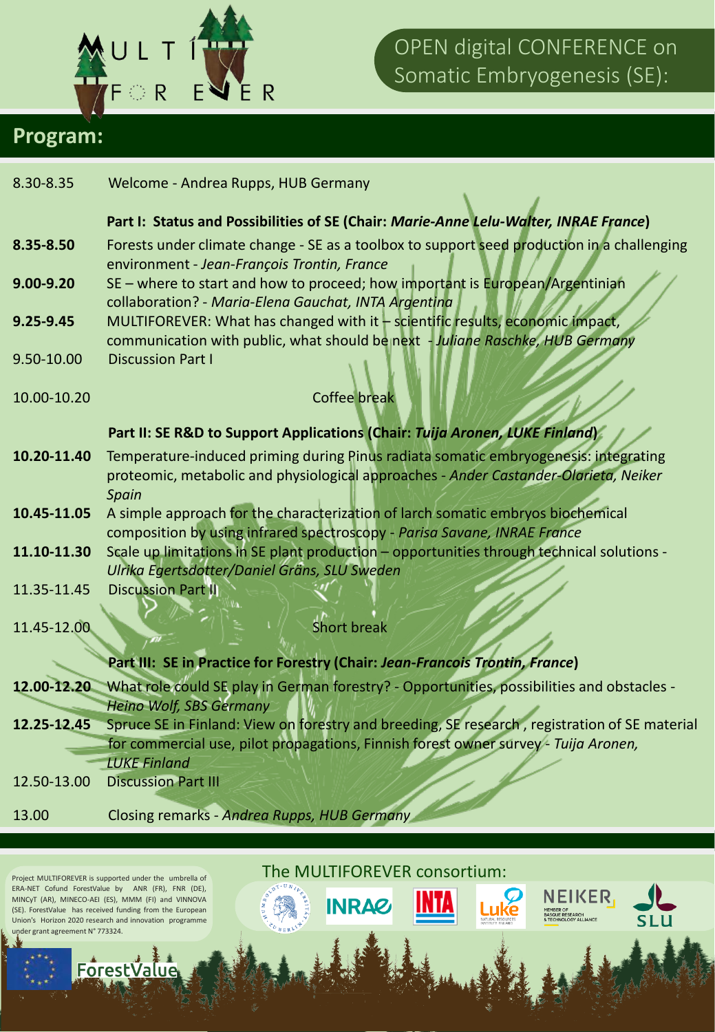MULTIFOREVER

# OPEN digital CONFERENCE on Somatic Embryogenesis (SE):

## Program:

| | |
|---|---|
| 8.30-8.35 | Welcome - Andrea Rupps, HUB Germany |
| | **Part I: Status and Possibilities of SE (Chair: *Marie-Anne Lelu-Walter, INRAE France*)** |
| **8.35-8.50** | Forests under climate change - SE as a toolbox to support seed production in a challenging environment - *Jean-François Trontin, France* |
| **9.00-9.20** | SE – where to start and how to proceed; how important is European/Argentinian collaboration? - *Maria-Elena Gauchat, INTA Argentina* |
| **9.25-9.45** | MULTIFOREVER: What has changed with it – scientific results, economic impact, communication with public, what should be next - *Juliane Raschke, HUB Germany* |
| 9.50-10.00 | Discussion Part I |
| 10.00-10.20 | Coffee break |
| | **Part II: SE R&D to Support Applications (Chair: *Tuija Aronen, LUKE Finland*)** |
| **10.20-11.40** | Temperature-induced priming during Pinus radiata somatic embryogenesis: integrating proteomic, metabolic and physiological approaches - *Ander Castander-Olarieta, Neiker Spain* |
| **10.45-11.05** | A simple approach for the characterization of larch somatic embryos biochemical composition by using infrared spectroscopy - *Parisa Savane, INRAE France* |
| **11.10-11.30** | Scale up limitations in SE plant production – opportunities through technical solutions - *Ulrika Egertsdotter/Daniel Grâns, SLU Sweden* |
| 11.35-11.45 | Discussion Part II |
| 11.45-12.00 | Short break |
| | **Part III: SE in Practice for Forestry (Chair: *Jean-Francois Trontin, France*)** |
| **12.00-12.20** | What role could SE play in German forestry? - Opportunities, possibilities and obstacles - *Heino Wolf, SBS Germany* |
| **12.25-12.45** | Spruce SE in Finland: View on forestry and breeding, SE research , registration of SE material for commercial use, pilot propagations, Finnish forest owner survey - *Tuija Aronen, LUKE Finland* |
| 12.50-13.00 | Discussion Part III |
| 13.00 | Closing remarks - *Andrea Rupps, HUB Germany* |

Project MULTIFOREVER is supported under the umbrella of ERA-NET Cofund ForestValue by ANR (FR), FNR (DE), MINCyT (AR), MINECO-AEI (ES), MMM (FI) and VINNOVA (SE). ForestValue has received funding from the European Union's Horizon 2020 research and innovation programme under grant agreement N° 773324.

ForestValue

The MULTIFOREVER consortium:

INRAE, INTA, Luke, NEIKER, SLU